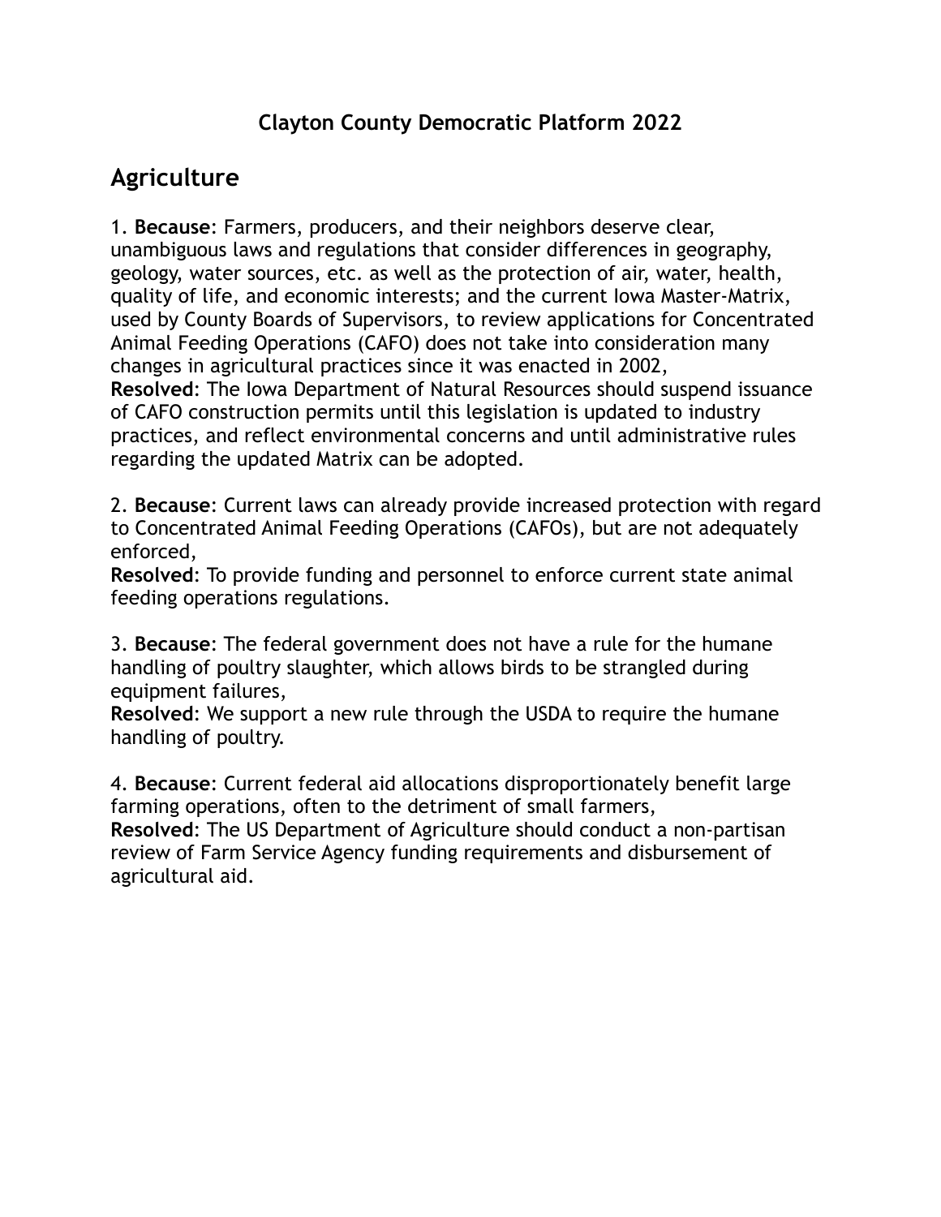# Clayton County Democratic Platform 2022

## Agriculture

1. **Because**: Farmers, producers, and their neighbors deserve clear, unambiguous laws and regulations that consider differences in geography, geology, water sources, etc. as well as the protection of air, water, health, quality of life, and economic interests; and the current Iowa Master-Matrix, used by County Boards of Supervisors, to review applications for Concentrated Animal Feeding Operations (CAFO) does not take into consideration many changes in agricultural practices since it was enacted in 2002,
**Resolved**: The Iowa Department of Natural Resources should suspend issuance of CAFO construction permits until this legislation is updated to industry practices, and reflect environmental concerns and until administrative rules regarding the updated Matrix can be adopted.

2. **Because**: Current laws can already provide increased protection with regard to Concentrated Animal Feeding Operations (CAFOs), but are not adequately enforced,
**Resolved**: To provide funding and personnel to enforce current state animal feeding operations regulations.

3. **Because**: The federal government does not have a rule for the humane handling of poultry slaughter, which allows birds to be strangled during equipment failures,
**Resolved**: We support a new rule through the USDA to require the humane handling of poultry.

4. **Because**: Current federal aid allocations disproportionately benefit large farming operations, often to the detriment of small farmers,
**Resolved**: The US Department of Agriculture should conduct a non-partisan review of Farm Service Agency funding requirements and disbursement of agricultural aid.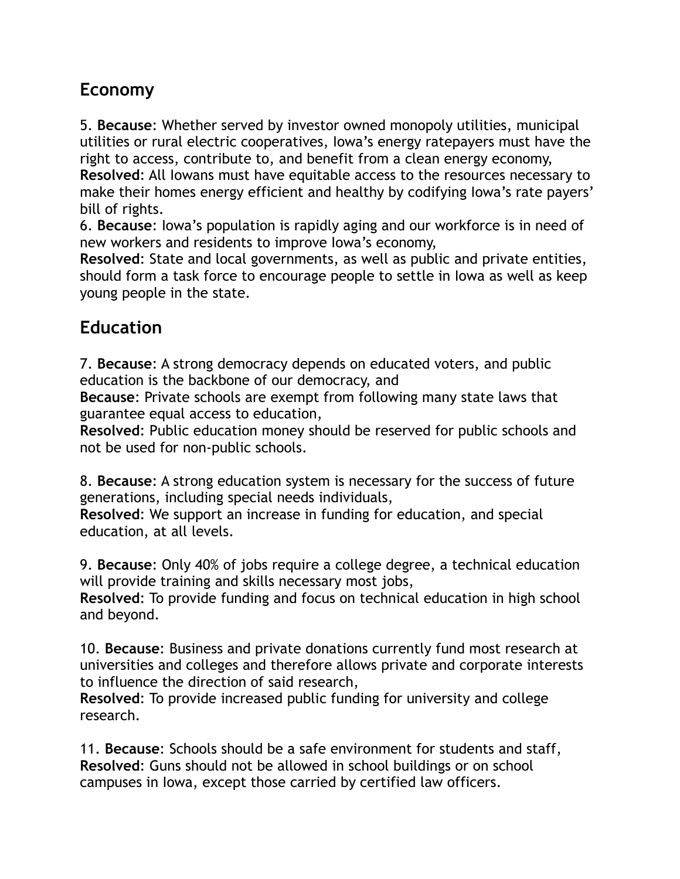## Economy

5. **Because**: Whether served by investor owned monopoly utilities, municipal utilities or rural electric cooperatives, Iowa's energy ratepayers must have the right to access, contribute to, and benefit from a clean energy economy,
**Resolved**: All Iowans must have equitable access to the resources necessary to make their homes energy efficient and healthy by codifying Iowa's rate payers' bill of rights.
6. **Because**: Iowa's population is rapidly aging and our workforce is in need of new workers and residents to improve Iowa's economy,
**Resolved**: State and local governments, as well as public and private entities, should form a task force to encourage people to settle in Iowa as well as keep young people in the state.

## Education

7. **Because**: A strong democracy depends on educated voters, and public education is the backbone of our democracy, and
**Because**: Private schools are exempt from following many state laws that guarantee equal access to education,
**Resolved**: Public education money should be reserved for public schools and not be used for non-public schools.

8. **Because**: A strong education system is necessary for the success of future generations, including special needs individuals,
**Resolved**: We support an increase in funding for education, and special education, at all levels.

9. **Because**: Only 40% of jobs require a college degree, a technical education will provide training and skills necessary most jobs,
**Resolved**: To provide funding and focus on technical education in high school and beyond.

10. **Because**: Business and private donations currently fund most research at universities and colleges and therefore allows private and corporate interests to influence the direction of said research,
**Resolved**: To provide increased public funding for university and college research.

11. **Because**: Schools should be a safe environment for students and staff,
**Resolved**: Guns should not be allowed in school buildings or on school campuses in Iowa, except those carried by certified law officers.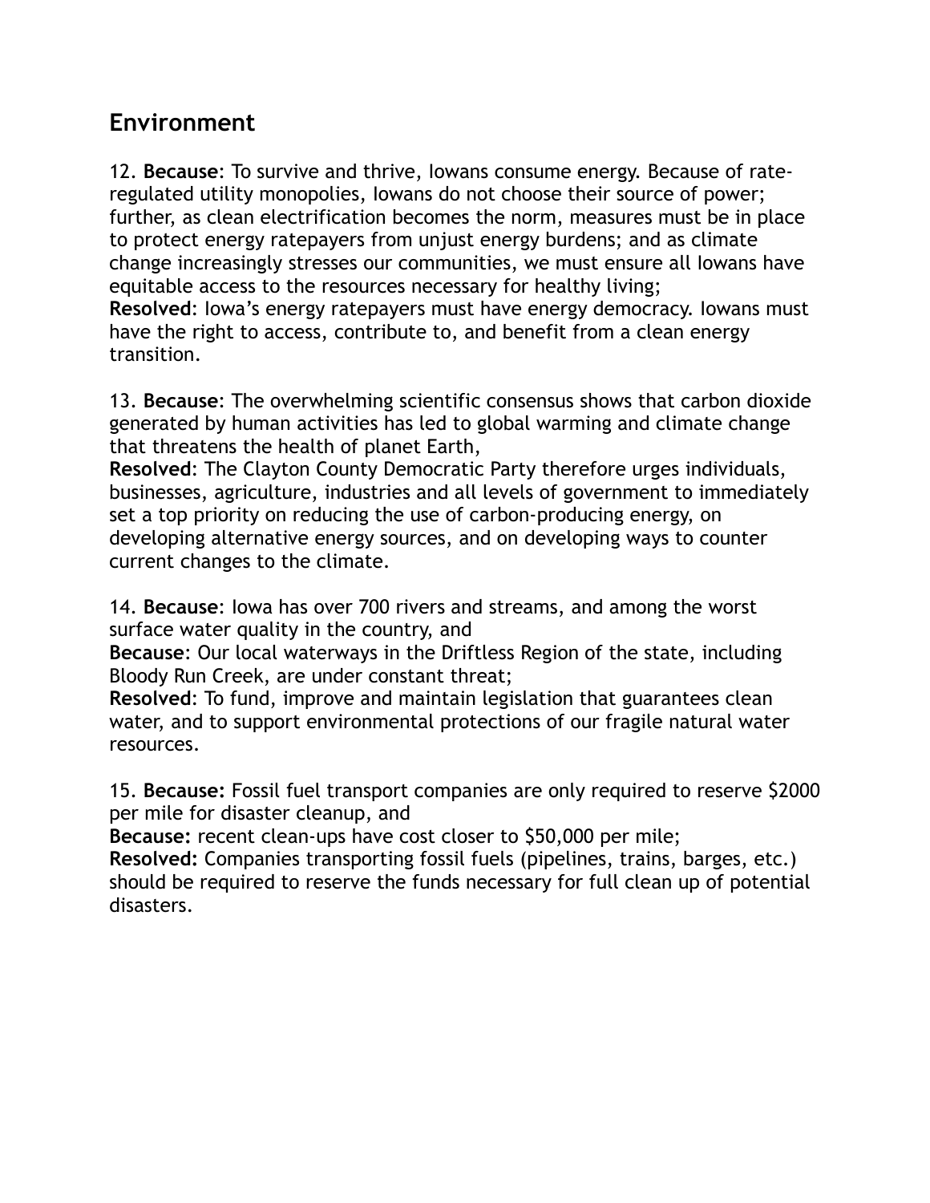## Environment

12. **Because**: To survive and thrive, Iowans consume energy. Because of rate-regulated utility monopolies, Iowans do not choose their source of power; further, as clean electrification becomes the norm, measures must be in place to protect energy ratepayers from unjust energy burdens; and as climate change increasingly stresses our communities, we must ensure all Iowans have equitable access to the resources necessary for healthy living;
**Resolved**: Iowa's energy ratepayers must have energy democracy. Iowans must have the right to access, contribute to, and benefit from a clean energy transition.

13. **Because**: The overwhelming scientific consensus shows that carbon dioxide generated by human activities has led to global warming and climate change that threatens the health of planet Earth,
**Resolved**: The Clayton County Democratic Party therefore urges individuals, businesses, agriculture, industries and all levels of government to immediately set a top priority on reducing the use of carbon-producing energy, on developing alternative energy sources, and on developing ways to counter current changes to the climate.

14. **Because**: Iowa has over 700 rivers and streams, and among the worst surface water quality in the country, and
**Because**: Our local waterways in the Driftless Region of the state, including Bloody Run Creek, are under constant threat;
**Resolved**: To fund, improve and maintain legislation that guarantees clean water, and to support environmental protections of our fragile natural water resources.

15. **Because:** Fossil fuel transport companies are only required to reserve $2000 per mile for disaster cleanup, and
**Because:** recent clean-ups have cost closer to $50,000 per mile;
**Resolved:** Companies transporting fossil fuels (pipelines, trains, barges, etc.) should be required to reserve the funds necessary for full clean up of potential disasters.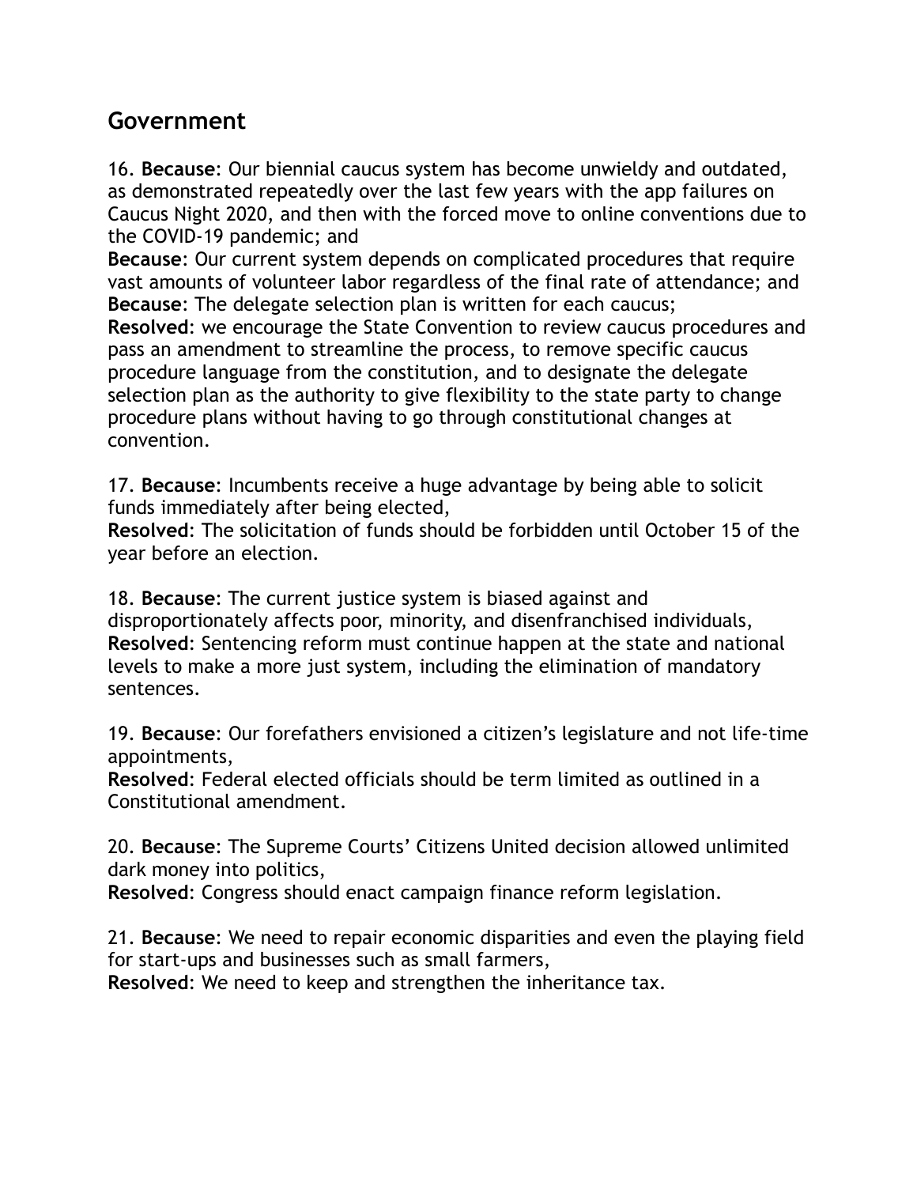## Government

16. **Because**: Our biennial caucus system has become unwieldy and outdated, as demonstrated repeatedly over the last few years with the app failures on Caucus Night 2020, and then with the forced move to online conventions due to the COVID-19 pandemic; and
**Because**: Our current system depends on complicated procedures that require vast amounts of volunteer labor regardless of the final rate of attendance; and
**Because**: The delegate selection plan is written for each caucus;
**Resolved**: we encourage the State Convention to review caucus procedures and pass an amendment to streamline the process, to remove specific caucus procedure language from the constitution, and to designate the delegate selection plan as the authority to give flexibility to the state party to change procedure plans without having to go through constitutional changes at convention.

17. **Because**: Incumbents receive a huge advantage by being able to solicit funds immediately after being elected,
**Resolved**: The solicitation of funds should be forbidden until October 15 of the year before an election.

18. **Because**: The current justice system is biased against and disproportionately affects poor, minority, and disenfranchised individuals,
**Resolved**: Sentencing reform must continue happen at the state and national levels to make a more just system, including the elimination of mandatory sentences.

19. **Because**: Our forefathers envisioned a citizen's legislature and not life-time appointments,
**Resolved**: Federal elected officials should be term limited as outlined in a Constitutional amendment.

20. **Because**: The Supreme Courts' Citizens United decision allowed unlimited dark money into politics,
**Resolved**: Congress should enact campaign finance reform legislation.

21. **Because**: We need to repair economic disparities and even the playing field for start-ups and businesses such as small farmers,
**Resolved**: We need to keep and strengthen the inheritance tax.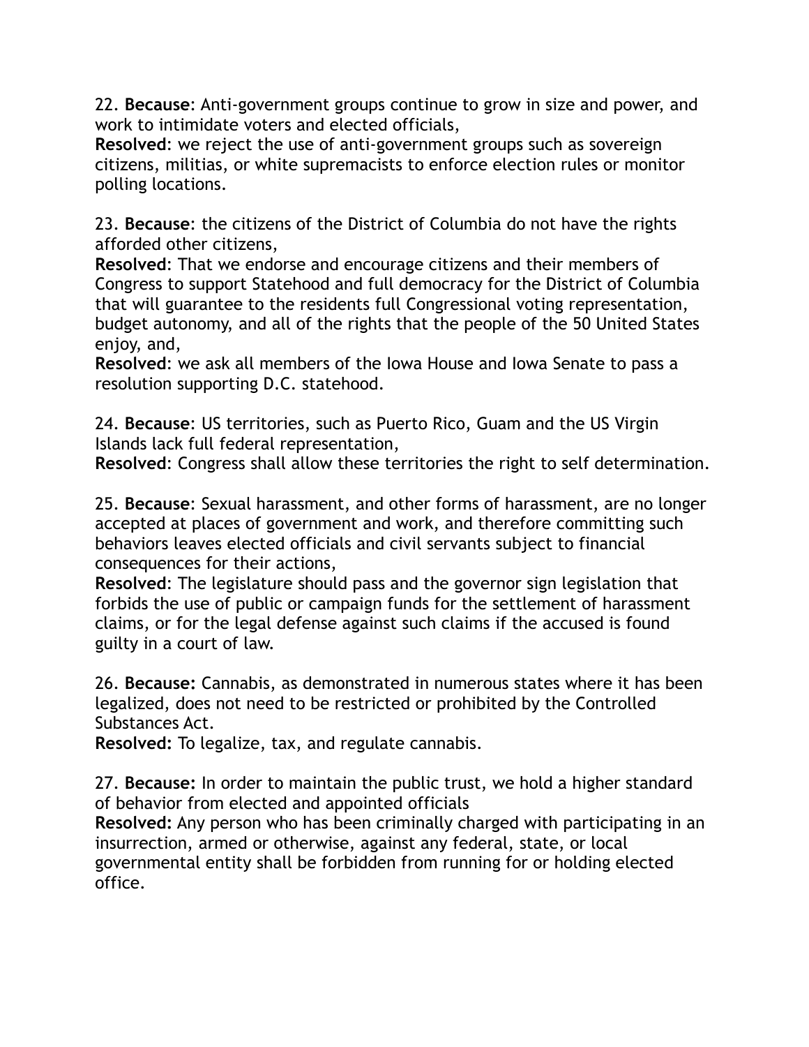22. **Because**: Anti-government groups continue to grow in size and power, and work to intimidate voters and elected officials,
**Resolved**: we reject the use of anti-government groups such as sovereign citizens, militias, or white supremacists to enforce election rules or monitor polling locations.

23. **Because**: the citizens of the District of Columbia do not have the rights afforded other citizens,
**Resolved**: That we endorse and encourage citizens and their members of Congress to support Statehood and full democracy for the District of Columbia that will guarantee to the residents full Congressional voting representation, budget autonomy, and all of the rights that the people of the 50 United States enjoy, and,
**Resolved**: we ask all members of the Iowa House and Iowa Senate to pass a resolution supporting D.C. statehood.

24. **Because**: US territories, such as Puerto Rico, Guam and the US Virgin Islands lack full federal representation,
**Resolved**: Congress shall allow these territories the right to self determination.

25. **Because**: Sexual harassment, and other forms of harassment, are no longer accepted at places of government and work, and therefore committing such behaviors leaves elected officials and civil servants subject to financial consequences for their actions,
**Resolved**: The legislature should pass and the governor sign legislation that forbids the use of public or campaign funds for the settlement of harassment claims, or for the legal defense against such claims if the accused is found guilty in a court of law.

26. **Because:** Cannabis, as demonstrated in numerous states where it has been legalized, does not need to be restricted or prohibited by the Controlled Substances Act.
**Resolved:** To legalize, tax, and regulate cannabis.

27. **Because:** In order to maintain the public trust, we hold a higher standard of behavior from elected and appointed officials
**Resolved:** Any person who has been criminally charged with participating in an insurrection, armed or otherwise, against any federal, state, or local governmental entity shall be forbidden from running for or holding elected office.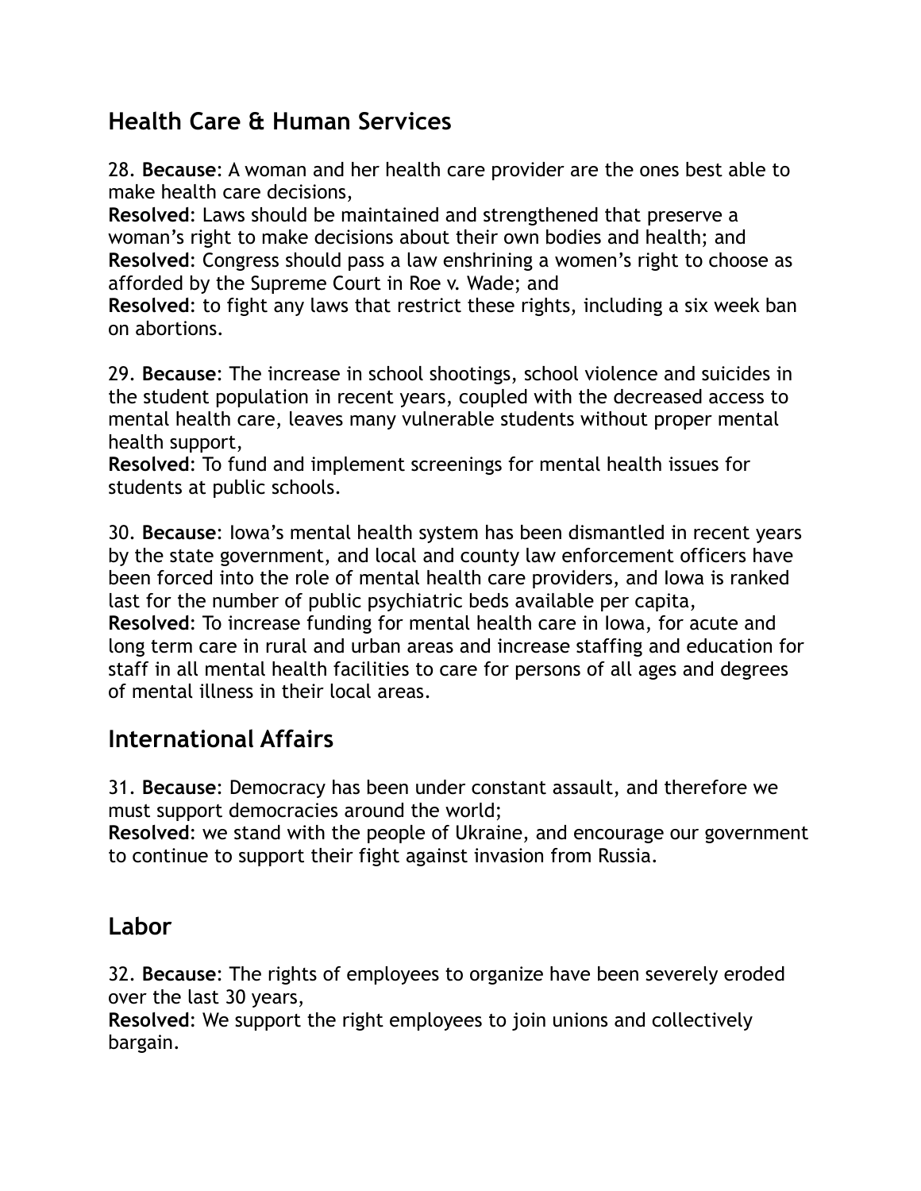## Health Care & Human Services

28. **Because**: A woman and her health care provider are the ones best able to make health care decisions,
**Resolved**: Laws should be maintained and strengthened that preserve a woman's right to make decisions about their own bodies and health; and
**Resolved**: Congress should pass a law enshrining a women's right to choose as afforded by the Supreme Court in Roe v. Wade; and
**Resolved**: to fight any laws that restrict these rights, including a six week ban on abortions.

29. **Because**: The increase in school shootings, school violence and suicides in the student population in recent years, coupled with the decreased access to mental health care, leaves many vulnerable students without proper mental health support,
**Resolved**: To fund and implement screenings for mental health issues for students at public schools.

30. **Because**: Iowa's mental health system has been dismantled in recent years by the state government, and local and county law enforcement officers have been forced into the role of mental health care providers, and Iowa is ranked last for the number of public psychiatric beds available per capita,
**Resolved**: To increase funding for mental health care in Iowa, for acute and long term care in rural and urban areas and increase staffing and education for staff in all mental health facilities to care for persons of all ages and degrees of mental illness in their local areas.

## International Affairs

31. **Because**: Democracy has been under constant assault, and therefore we must support democracies around the world;
**Resolved**: we stand with the people of Ukraine, and encourage our government to continue to support their fight against invasion from Russia.

## Labor

32. **Because**: The rights of employees to organize have been severely eroded over the last 30 years,
**Resolved**: We support the right employees to join unions and collectively bargain.